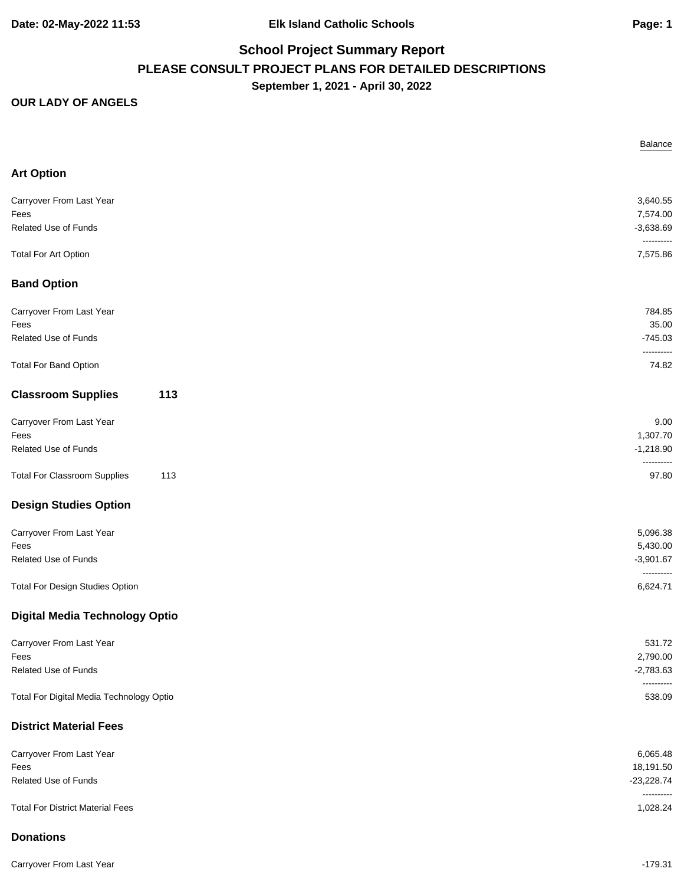Elk Island Catholic Schools

# School Project Summary Report

## PLEASE CONSULT PROJECT PLANS FOR DETAILED DESCRIPTIONS

**September 1, 2021 - April 30, 2022**

**OUR LADY OF ANGELS**

| | Balance |
|---|---:|
| **Art Option** | |
| Carryover From Last Year | 3,640.55 |
| Fees | 7,574.00 |
| Related Use of Funds | -3,638.69 |
| | ---------- |
| Total For Art Option | 7,575.86 |
| **Band Option** | |
| Carryover From Last Year | 784.85 |
| Fees | 35.00 |
| Related Use of Funds | -745.03 |
| | ---------- |
| Total For Band Option | 74.82 |
| **Classroom Supplies 113** | |
| Carryover From Last Year | 9.00 |
| Fees | 1,307.70 |
| Related Use of Funds | -1,218.90 |
| | ---------- |
| Total For Classroom Supplies 113 | 97.80 |
| **Design Studies Option** | |
| Carryover From Last Year | 5,096.38 |
| Fees | 5,430.00 |
| Related Use of Funds | -3,901.67 |
| | ---------- |
| Total For Design Studies Option | 6,624.71 |
| **Digital Media Technology Optio** | |
| Carryover From Last Year | 531.72 |
| Fees | 2,790.00 |
| Related Use of Funds | -2,783.63 |
| | ---------- |
| Total For Digital Media Technology Optio | 538.09 |
| **District Material Fees** | |
| Carryover From Last Year | 6,065.48 |
| Fees | 18,191.50 |
| Related Use of Funds | -23,228.74 |
| | ---------- |
| Total For District Material Fees | 1,028.24 |
| **Donations** | |
| Carryover From Last Year | -179.31 |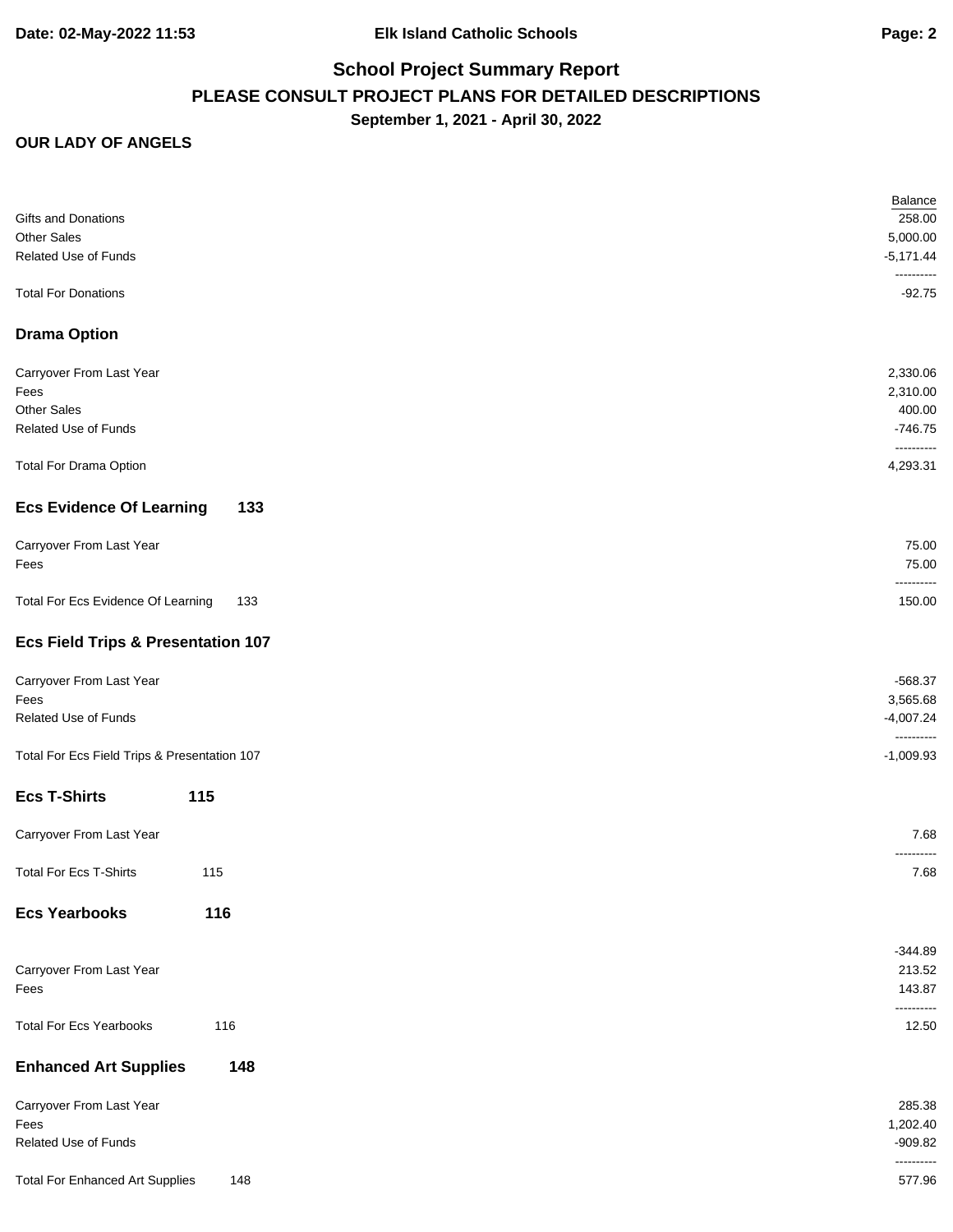## School Project Summary Report

**PLEASE CONSULT PROJECT PLANS FOR DETAILED DESCRIPTIONS**

**September 1, 2021 - April 30, 2022**

**OUR LADY OF ANGELS**

| | Balance |
|---|---:|
| Gifts and Donations | 258.00 |
| Other Sales | 5,000.00 |
| Related Use of Funds | -5,171.44 |
| Total For Donations | -92.75 |

### Drama Option

| | |
|---|---:|
| Carryover From Last Year | 2,330.06 |
| Fees | 2,310.00 |
| Other Sales | 400.00 |
| Related Use of Funds | -746.75 |
| Total For Drama Option | 4,293.31 |

### Ecs Evidence Of Learning 133

| | |
|---|---:|
| Carryover From Last Year | 75.00 |
| Fees | 75.00 |
| Total For Ecs Evidence Of Learning 133 | 150.00 |

### Ecs Field Trips & Presentation 107

| | |
|---|---:|
| Carryover From Last Year | -568.37 |
| Fees | 3,565.68 |
| Related Use of Funds | -4,007.24 |
| Total For Ecs Field Trips & Presentation 107 | -1,009.93 |

### Ecs T-Shirts 115

| | |
|---|---:|
| Carryover From Last Year | 7.68 |
| Total For Ecs T-Shirts 115 | 7.68 |

### Ecs Yearbooks 116

| | |
|---|---:|
| | -344.89 |
| Carryover From Last Year | 213.52 |
| Fees | 143.87 |
| Total For Ecs Yearbooks 116 | 12.50 |

### Enhanced Art Supplies 148

| | |
|---|---:|
| Carryover From Last Year | 285.38 |
| Fees | 1,202.40 |
| Related Use of Funds | -909.82 |
| Total For Enhanced Art Supplies 148 | 577.96 |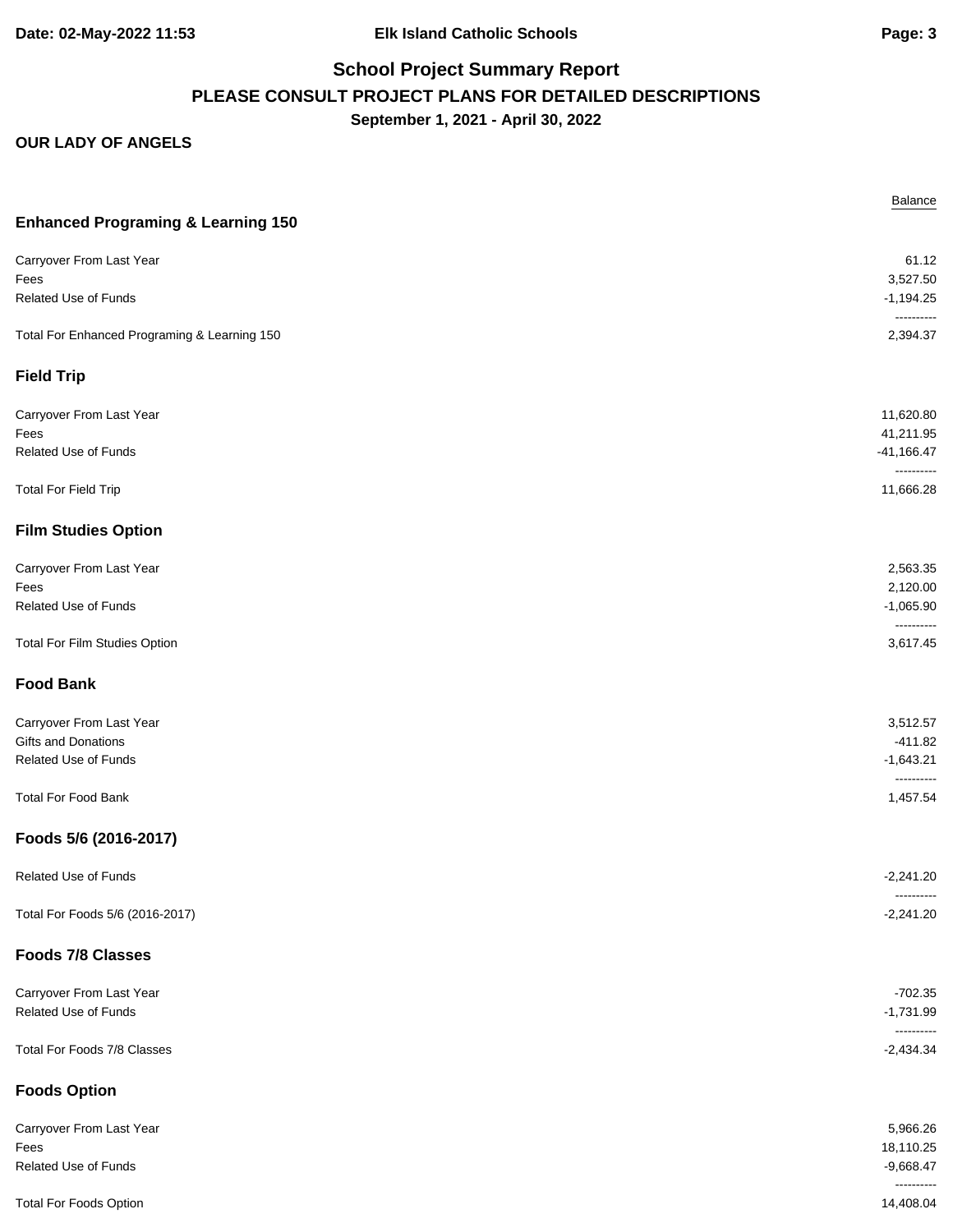# School Project Summary Report

## PLEASE CONSULT PROJECT PLANS FOR DETAILED DESCRIPTIONS

**September 1, 2021 - April 30, 2022**

**OUR LADY OF ANGELS**

| | Balance |
|---|---:|
| **Enhanced Programing & Learning 150** | |
| Carryover From Last Year | 61.12 |
| Fees | 3,527.50 |
| Related Use of Funds | -1,194.25 |
| Total For Enhanced Programing & Learning 150 | 2,394.37 |
| **Field Trip** | |
| Carryover From Last Year | 11,620.80 |
| Fees | 41,211.95 |
| Related Use of Funds | -41,166.47 |
| Total For Field Trip | 11,666.28 |
| **Film Studies Option** | |
| Carryover From Last Year | 2,563.35 |
| Fees | 2,120.00 |
| Related Use of Funds | -1,065.90 |
| Total For Film Studies Option | 3,617.45 |
| **Food Bank** | |
| Carryover From Last Year | 3,512.57 |
| Gifts and Donations | -411.82 |
| Related Use of Funds | -1,643.21 |
| Total For Food Bank | 1,457.54 |
| **Foods 5/6 (2016-2017)** | |
| Related Use of Funds | -2,241.20 |
| Total For Foods 5/6 (2016-2017) | -2,241.20 |
| **Foods 7/8 Classes** | |
| Carryover From Last Year | -702.35 |
| Related Use of Funds | -1,731.99 |
| Total For Foods 7/8 Classes | -2,434.34 |
| **Foods Option** | |
| Carryover From Last Year | 5,966.26 |
| Fees | 18,110.25 |
| Related Use of Funds | -9,668.47 |
| Total For Foods Option | 14,408.04 |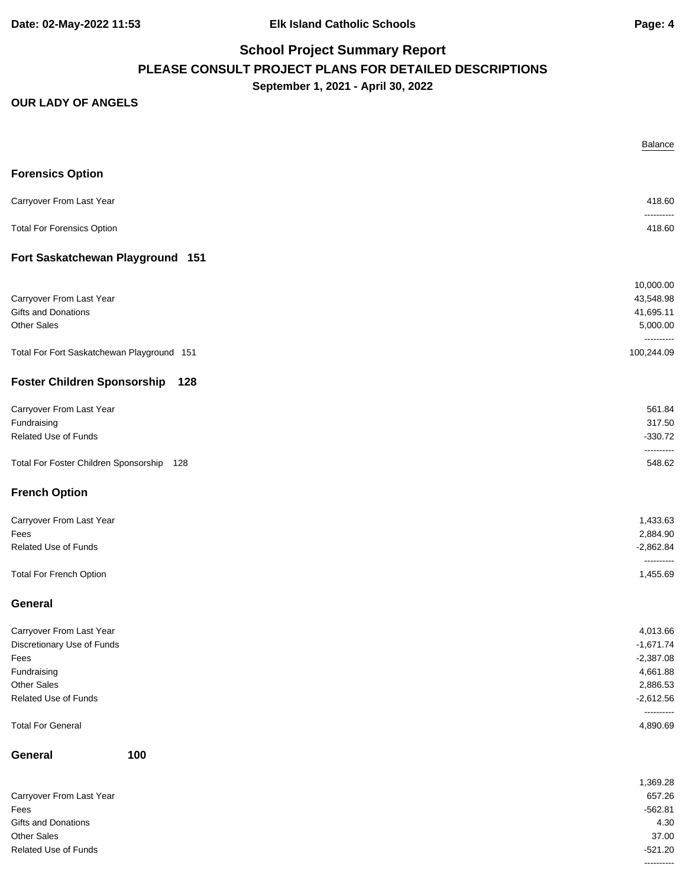# School Project Summary Report

## PLEASE CONSULT PROJECT PLANS FOR DETAILED DESCRIPTIONS

**September 1, 2021 - April 30, 2022**

**OUR LADY OF ANGELS**

| | Balance |
|---|---:|
| **Forensics Option** | |
| Carryover From Last Year | 418.60 |
| Total For Forensics Option | 418.60 |
| **Fort Saskatchewan Playground 151** | |
| | 10,000.00 |
| Carryover From Last Year | 43,548.98 |
| Gifts and Donations | 41,695.11 |
| Other Sales | 5,000.00 |
| Total For Fort Saskatchewan Playground 151 | 100,244.09 |
| **Foster Children Sponsorship 128** | |
| Carryover From Last Year | 561.84 |
| Fundraising | 317.50 |
| Related Use of Funds | -330.72 |
| Total For Foster Children Sponsorship 128 | 548.62 |
| **French Option** | |
| Carryover From Last Year | 1,433.63 |
| Fees | 2,884.90 |
| Related Use of Funds | -2,862.84 |
| Total For French Option | 1,455.69 |
| **General** | |
| Carryover From Last Year | 4,013.66 |
| Discretionary Use of Funds | -1,671.74 |
| Fees | -2,387.08 |
| Fundraising | 4,661.88 |
| Other Sales | 2,886.53 |
| Related Use of Funds | -2,612.56 |
| Total For General | 4,890.69 |
| **General 100** | |
| | 1,369.28 |
| Carryover From Last Year | 657.26 |
| Fees | -562.81 |
| Gifts and Donations | 4.30 |
| Other Sales | 37.00 |
| Related Use of Funds | -521.20 |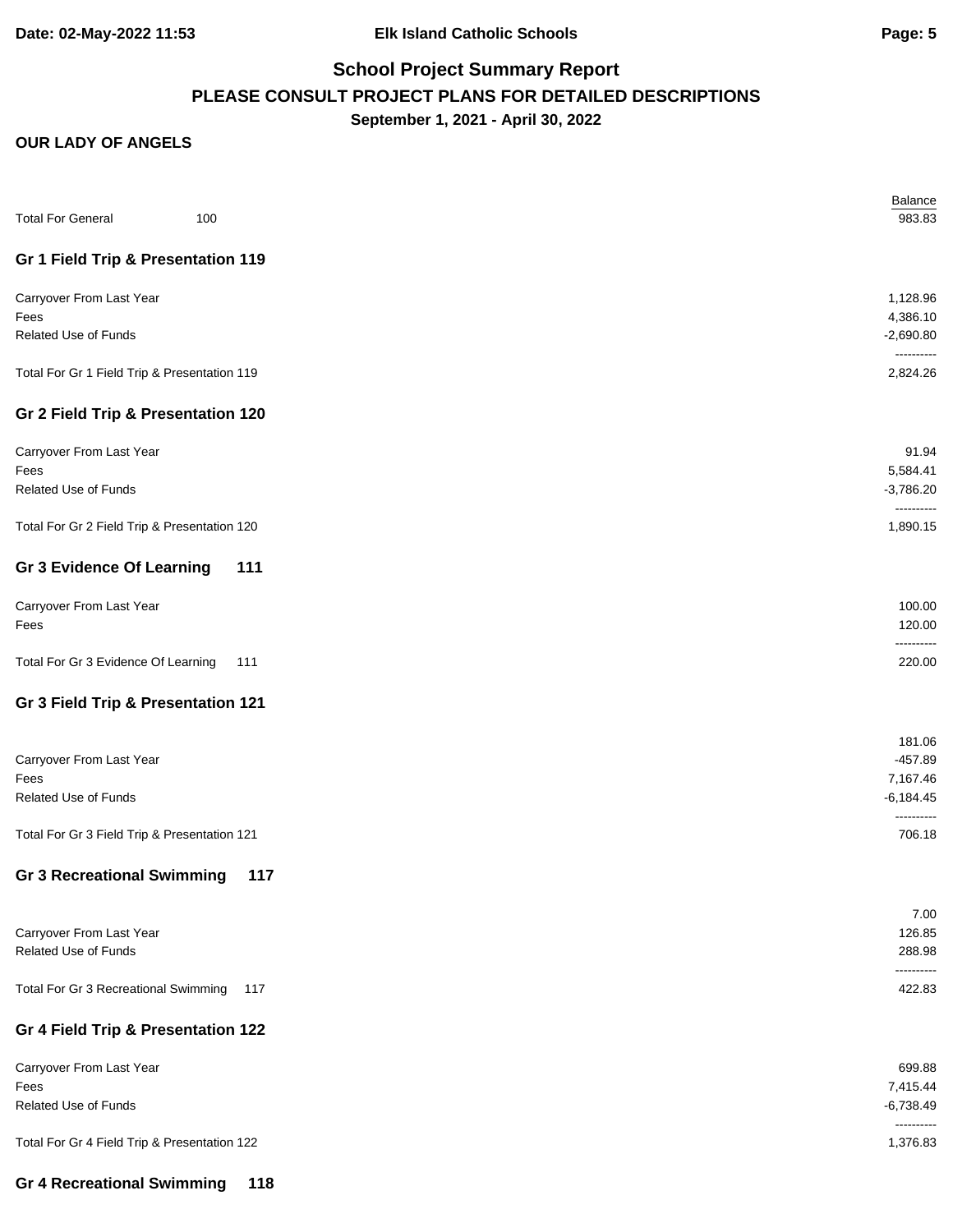# School Project Summary Report

## PLEASE CONSULT PROJECT PLANS FOR DETAILED DESCRIPTIONS

**September 1, 2021 - April 30, 2022**

**OUR LADY OF ANGELS**

| | Balance |
|---|---|
| Total For General 100 | 983.83 |

### Gr 1 Field Trip & Presentation 119

| | |
|---|---|
| Carryover From Last Year | 1,128.96 |
| Fees | 4,386.10 |
| Related Use of Funds | -2,690.80 |
| | ---------- |
| Total For Gr 1 Field Trip & Presentation 119 | 2,824.26 |

### Gr 2 Field Trip & Presentation 120

| | |
|---|---|
| Carryover From Last Year | 91.94 |
| Fees | 5,584.41 |
| Related Use of Funds | -3,786.20 |
| | ---------- |
| Total For Gr 2 Field Trip & Presentation 120 | 1,890.15 |

### Gr 3 Evidence Of Learning 111

| | |
|---|---|
| Carryover From Last Year | 100.00 |
| Fees | 120.00 |
| | ---------- |
| Total For Gr 3 Evidence Of Learning 111 | 220.00 |

### Gr 3 Field Trip & Presentation 121

| | |
|---|---|
| | 181.06 |
| Carryover From Last Year | -457.89 |
| Fees | 7,167.46 |
| Related Use of Funds | -6,184.45 |
| | ---------- |
| Total For Gr 3 Field Trip & Presentation 121 | 706.18 |

### Gr 3 Recreational Swimming 117

| | |
|---|---|
| | 7.00 |
| Carryover From Last Year | 126.85 |
| Related Use of Funds | 288.98 |
| | ---------- |
| Total For Gr 3 Recreational Swimming 117 | 422.83 |

### Gr 4 Field Trip & Presentation 122

| | |
|---|---|
| Carryover From Last Year | 699.88 |
| Fees | 7,415.44 |
| Related Use of Funds | -6,738.49 |
| | ---------- |
| Total For Gr 4 Field Trip & Presentation 122 | 1,376.83 |

### Gr 4 Recreational Swimming 118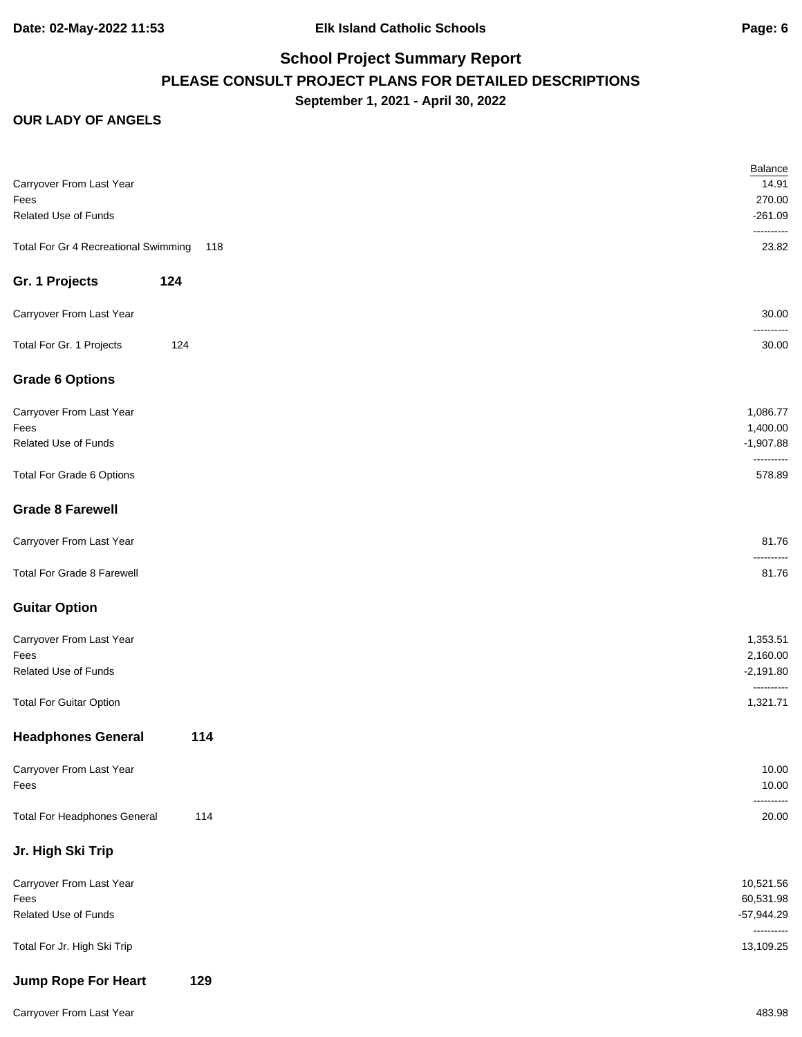# School Project Summary Report

## PLEASE CONSULT PROJECT PLANS FOR DETAILED DESCRIPTIONS

### September 1, 2021 - April 30, 2022

**OUR LADY OF ANGELS**

| | Balance |
|---|---:|
| Carryover From Last Year | 14.91 |
| Fees | 270.00 |
| Related Use of Funds | -261.09 |
| | ---------- |
| Total For Gr 4 Recreational Swimming 118 | 23.82 |

### Gr. 1 Projects 124

| | |
|---|---:|
| Carryover From Last Year | 30.00 |
| | ---------- |
| Total For Gr. 1 Projects 124 | 30.00 |

### Grade 6 Options

| | |
|---|---:|
| Carryover From Last Year | 1,086.77 |
| Fees | 1,400.00 |
| Related Use of Funds | -1,907.88 |
| | ---------- |
| Total For Grade 6 Options | 578.89 |

### Grade 8 Farewell

| | |
|---|---:|
| Carryover From Last Year | 81.76 |
| | ---------- |
| Total For Grade 8 Farewell | 81.76 |

### Guitar Option

| | |
|---|---:|
| Carryover From Last Year | 1,353.51 |
| Fees | 2,160.00 |
| Related Use of Funds | -2,191.80 |
| | ---------- |
| Total For Guitar Option | 1,321.71 |

### Headphones General 114

| | |
|---|---:|
| Carryover From Last Year | 10.00 |
| Fees | 10.00 |
| | ---------- |
| Total For Headphones General 114 | 20.00 |

### Jr. High Ski Trip

| | |
|---|---:|
| Carryover From Last Year | 10,521.56 |
| Fees | 60,531.98 |
| Related Use of Funds | -57,944.29 |
| | ---------- |
| Total For Jr. High Ski Trip | 13,109.25 |

### Jump Rope For Heart 129

| | |
|---|---:|
| Carryover From Last Year | 483.98 |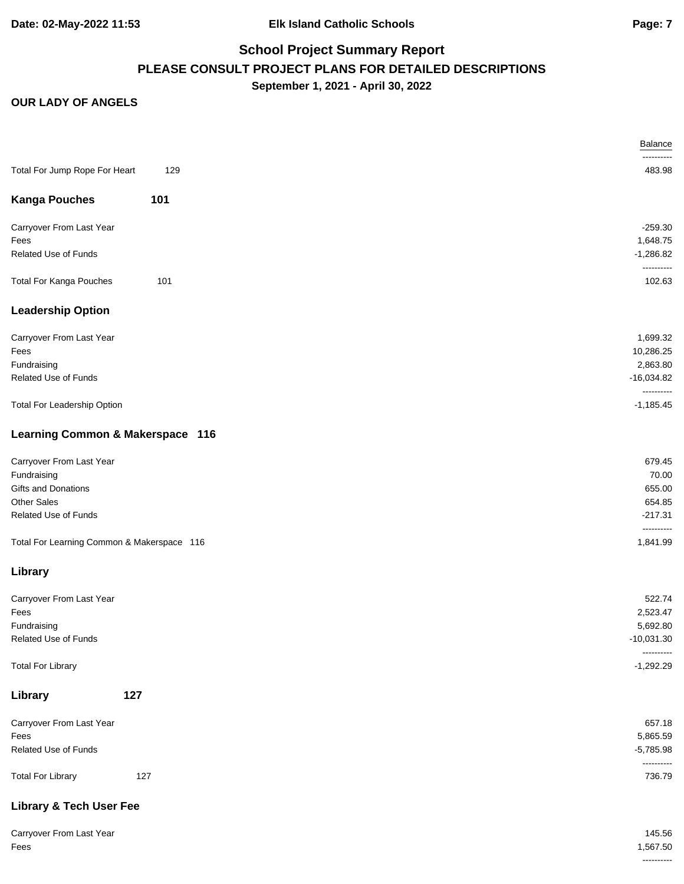# School Project Summary Report

## PLEASE CONSULT PROJECT PLANS FOR DETAILED DESCRIPTIONS

**September 1, 2021 - April 30, 2022**

**OUR LADY OF ANGELS**

| | Balance |
|---|---:|
| | ---------- |
| Total For Jump Rope For Heart 129 | 483.98 |

### Kanga Pouches 101

| | Balance |
|---|---:|
| Carryover From Last Year | -259.30 |
| Fees | 1,648.75 |
| Related Use of Funds | -1,286.82 |
| | ---------- |
| Total For Kanga Pouches 101 | 102.63 |

### Leadership Option

| | Balance |
|---|---:|
| Carryover From Last Year | 1,699.32 |
| Fees | 10,286.25 |
| Fundraising | 2,863.80 |
| Related Use of Funds | -16,034.82 |
| | ---------- |
| Total For Leadership Option | -1,185.45 |

### Learning Common & Makerspace 116

| | Balance |
|---|---:|
| Carryover From Last Year | 679.45 |
| Fundraising | 70.00 |
| Gifts and Donations | 655.00 |
| Other Sales | 654.85 |
| Related Use of Funds | -217.31 |
| | ---------- |
| Total For Learning Common & Makerspace 116 | 1,841.99 |

### Library

| | Balance |
|---|---:|
| Carryover From Last Year | 522.74 |
| Fees | 2,523.47 |
| Fundraising | 5,692.80 |
| Related Use of Funds | -10,031.30 |
| | ---------- |
| Total For Library | -1,292.29 |

### Library 127

| | Balance |
|---|---:|
| Carryover From Last Year | 657.18 |
| Fees | 5,865.59 |
| Related Use of Funds | -5,785.98 |
| | ---------- |
| Total For Library 127 | 736.79 |

### Library & Tech User Fee

| | Balance |
|---|---:|
| Carryover From Last Year | 145.56 |
| Fees | 1,567.50 |
| | ---------- |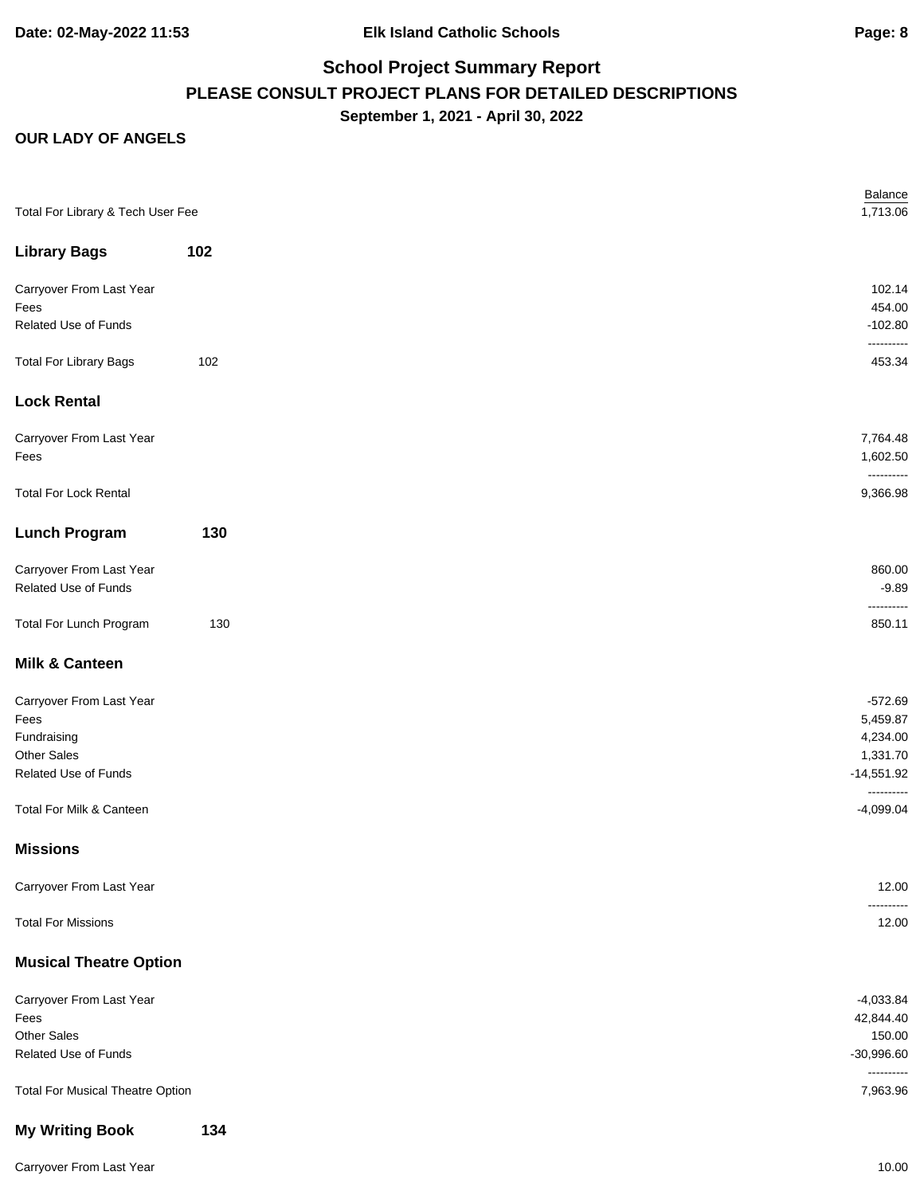**Date: 02-May-2022 11:53** | **Elk Island Catholic Schools**

## School Project Summary Report

### PLEASE CONSULT PROJECT PLANS FOR DETAILED DESCRIPTIONS

**September 1, 2021 - April 30, 2022**

**OUR LADY OF ANGELS**

| | | Balance |
|---|---|---:|
| Total For Library & Tech User Fee | | 1,713.06 |
| **Library Bags** | **102** | |
| Carryover From Last Year | | 102.14 |
| Fees | | 454.00 |
| Related Use of Funds | | -102.80 |
| | | ---------- |
| Total For Library Bags | 102 | 453.34 |
| **Lock Rental** | | |
| Carryover From Last Year | | 7,764.48 |
| Fees | | 1,602.50 |
| | | ---------- |
| Total For Lock Rental | | 9,366.98 |
| **Lunch Program** | **130** | |
| Carryover From Last Year | | 860.00 |
| Related Use of Funds | | -9.89 |
| | | ---------- |
| Total For Lunch Program | 130 | 850.11 |
| **Milk & Canteen** | | |
| Carryover From Last Year | | -572.69 |
| Fees | | 5,459.87 |
| Fundraising | | 4,234.00 |
| Other Sales | | 1,331.70 |
| Related Use of Funds | | -14,551.92 |
| | | ---------- |
| Total For Milk & Canteen | | -4,099.04 |
| **Missions** | | |
| Carryover From Last Year | | 12.00 |
| | | ---------- |
| Total For Missions | | 12.00 |
| **Musical Theatre Option** | | |
| Carryover From Last Year | | -4,033.84 |
| Fees | | 42,844.40 |
| Other Sales | | 150.00 |
| Related Use of Funds | | -30,996.60 |
| | | ---------- |
| Total For Musical Theatre Option | | 7,963.96 |
| **My Writing Book** | **134** | |
| Carryover From Last Year | | 10.00 |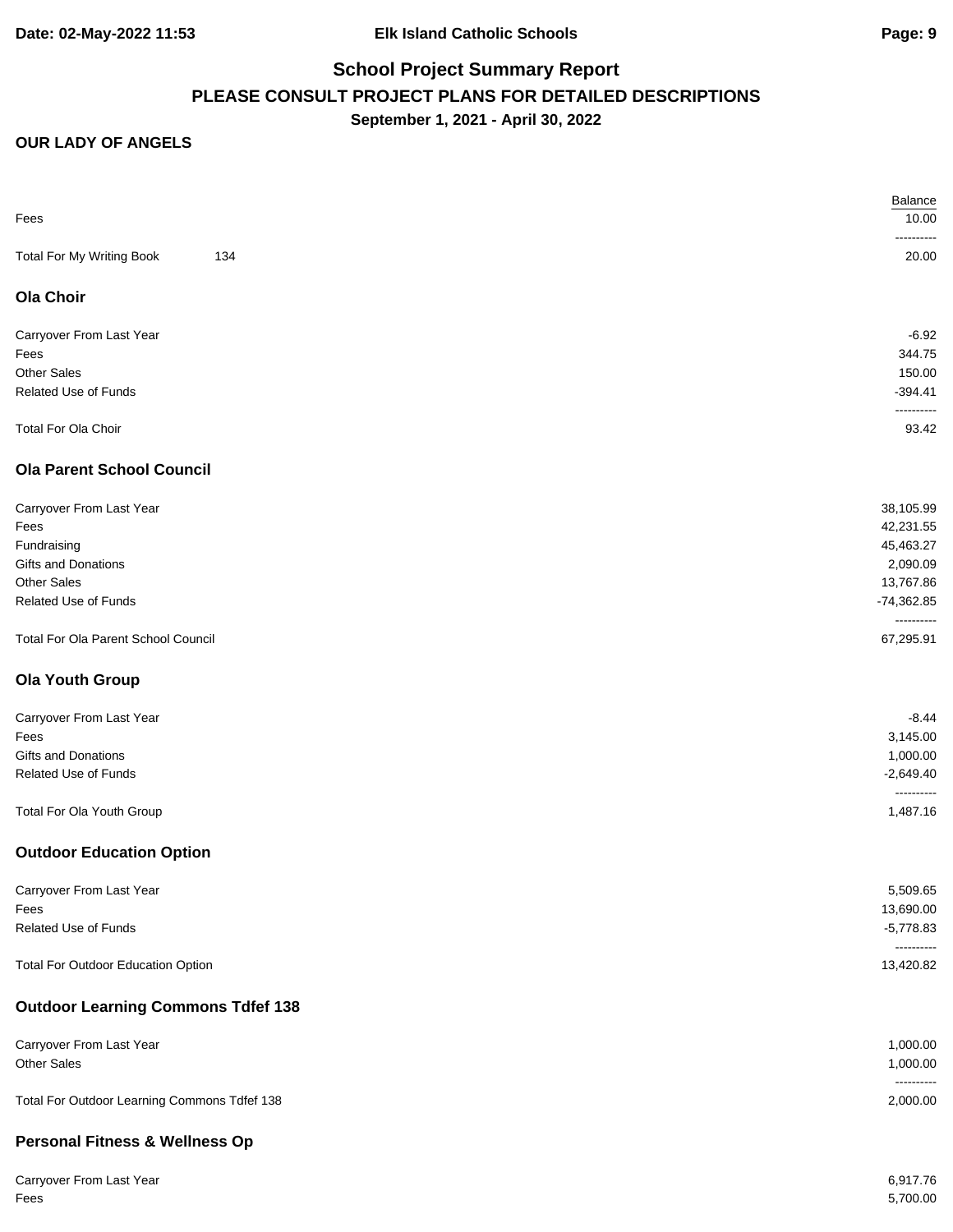# School Project Summary Report

## PLEASE CONSULT PROJECT PLANS FOR DETAILED DESCRIPTIONS

**September 1, 2021 - April 30, 2022**

**OUR LADY OF ANGELS**

| | | Balance |
|---|---|---:|
| Fees | | 10.00 |
| Total For My Writing Book | 134 | 20.00 |

### Ola Choir

| | Balance |
|---|---:|
| Carryover From Last Year | -6.92 |
| Fees | 344.75 |
| Other Sales | 150.00 |
| Related Use of Funds | -394.41 |
| Total For Ola Choir | 93.42 |

### Ola Parent School Council

| | Balance |
|---|---:|
| Carryover From Last Year | 38,105.99 |
| Fees | 42,231.55 |
| Fundraising | 45,463.27 |
| Gifts and Donations | 2,090.09 |
| Other Sales | 13,767.86 |
| Related Use of Funds | -74,362.85 |
| Total For Ola Parent School Council | 67,295.91 |

### Ola Youth Group

| | Balance |
|---|---:|
| Carryover From Last Year | -8.44 |
| Fees | 3,145.00 |
| Gifts and Donations | 1,000.00 |
| Related Use of Funds | -2,649.40 |
| Total For Ola Youth Group | 1,487.16 |

### Outdoor Education Option

| | Balance |
|---|---:|
| Carryover From Last Year | 5,509.65 |
| Fees | 13,690.00 |
| Related Use of Funds | -5,778.83 |
| Total For Outdoor Education Option | 13,420.82 |

### Outdoor Learning Commons Tdfef 138

| | Balance |
|---|---:|
| Carryover From Last Year | 1,000.00 |
| Other Sales | 1,000.00 |
| Total For Outdoor Learning Commons Tdfef 138 | 2,000.00 |

### Personal Fitness & Wellness Op

| | Balance |
|---|---:|
| Carryover From Last Year | 6,917.76 |
| Fees | 5,700.00 |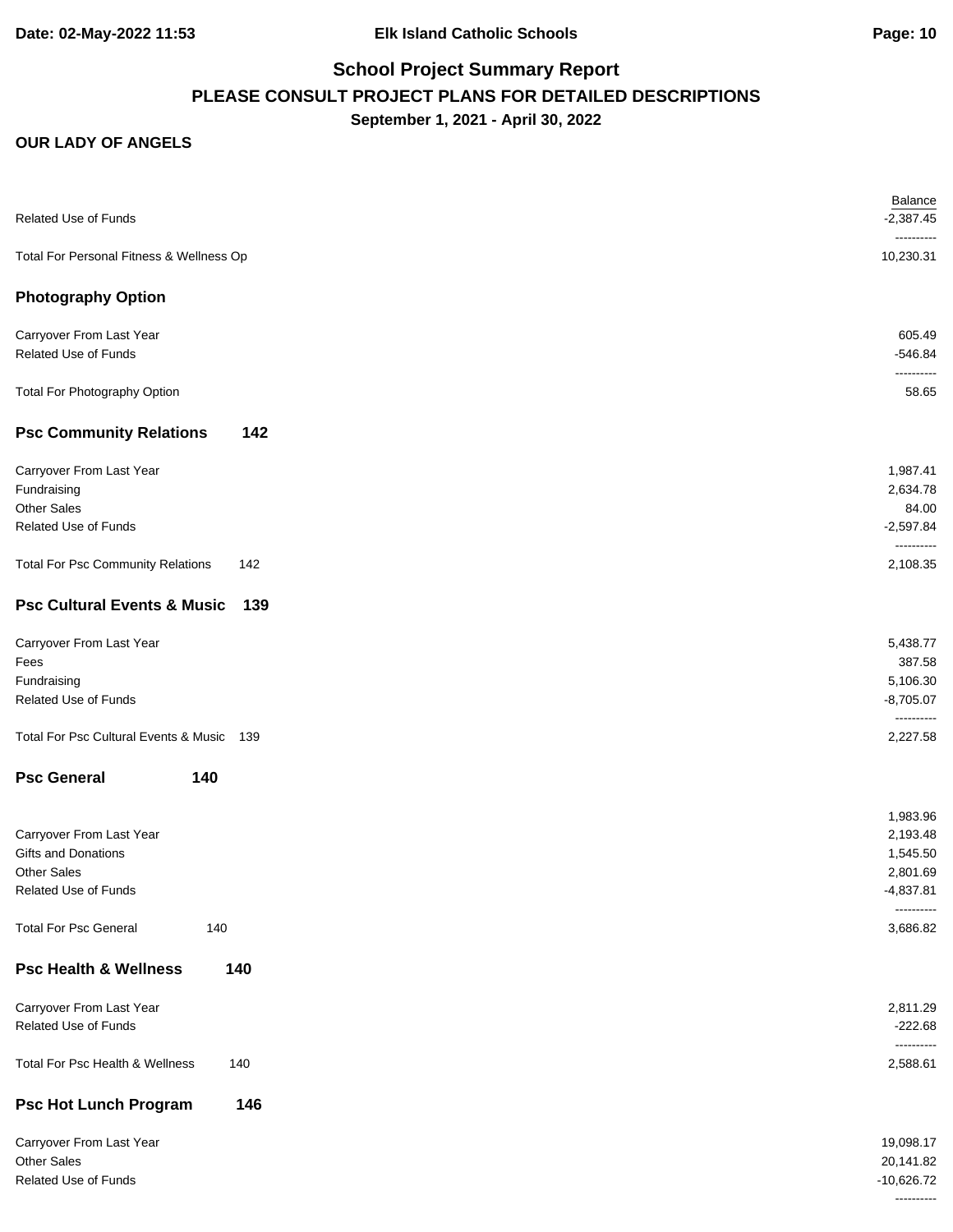## School Project Summary Report

### PLEASE CONSULT PROJECT PLANS FOR DETAILED DESCRIPTIONS

**September 1, 2021 - April 30, 2022**

**OUR LADY OF ANGELS**

| | Balance |
|---|---:|
| Related Use of Funds | -2,387.45 |
| | ---------- |
| Total For Personal Fitness & Wellness Op | 10,230.31 |

### Photography Option

| | |
|---|---:|
| Carryover From Last Year | 605.49 |
| Related Use of Funds | -546.84 |
| | ---------- |
| Total For Photography Option | 58.65 |

### Psc Community Relations 142

| | |
|---|---:|
| Carryover From Last Year | 1,987.41 |
| Fundraising | 2,634.78 |
| Other Sales | 84.00 |
| Related Use of Funds | -2,597.84 |
| | ---------- |
| Total For Psc Community Relations 142 | 2,108.35 |

### Psc Cultural Events & Music 139

| | |
|---|---:|
| Carryover From Last Year | 5,438.77 |
| Fees | 387.58 |
| Fundraising | 5,106.30 |
| Related Use of Funds | -8,705.07 |
| | ---------- |
| Total For Psc Cultural Events & Music 139 | 2,227.58 |

### Psc General 140

| | |
|---|---:|
| | 1,983.96 |
| Carryover From Last Year | 2,193.48 |
| Gifts and Donations | 1,545.50 |
| Other Sales | 2,801.69 |
| Related Use of Funds | -4,837.81 |
| | ---------- |
| Total For Psc General 140 | 3,686.82 |

### Psc Health & Wellness 140

| | |
|---|---:|
| Carryover From Last Year | 2,811.29 |
| Related Use of Funds | -222.68 |
| | ---------- |
| Total For Psc Health & Wellness 140 | 2,588.61 |

### Psc Hot Lunch Program 146

| | |
|---|---:|
| Carryover From Last Year | 19,098.17 |
| Other Sales | 20,141.82 |
| Related Use of Funds | -10,626.72 |
| | ---------- |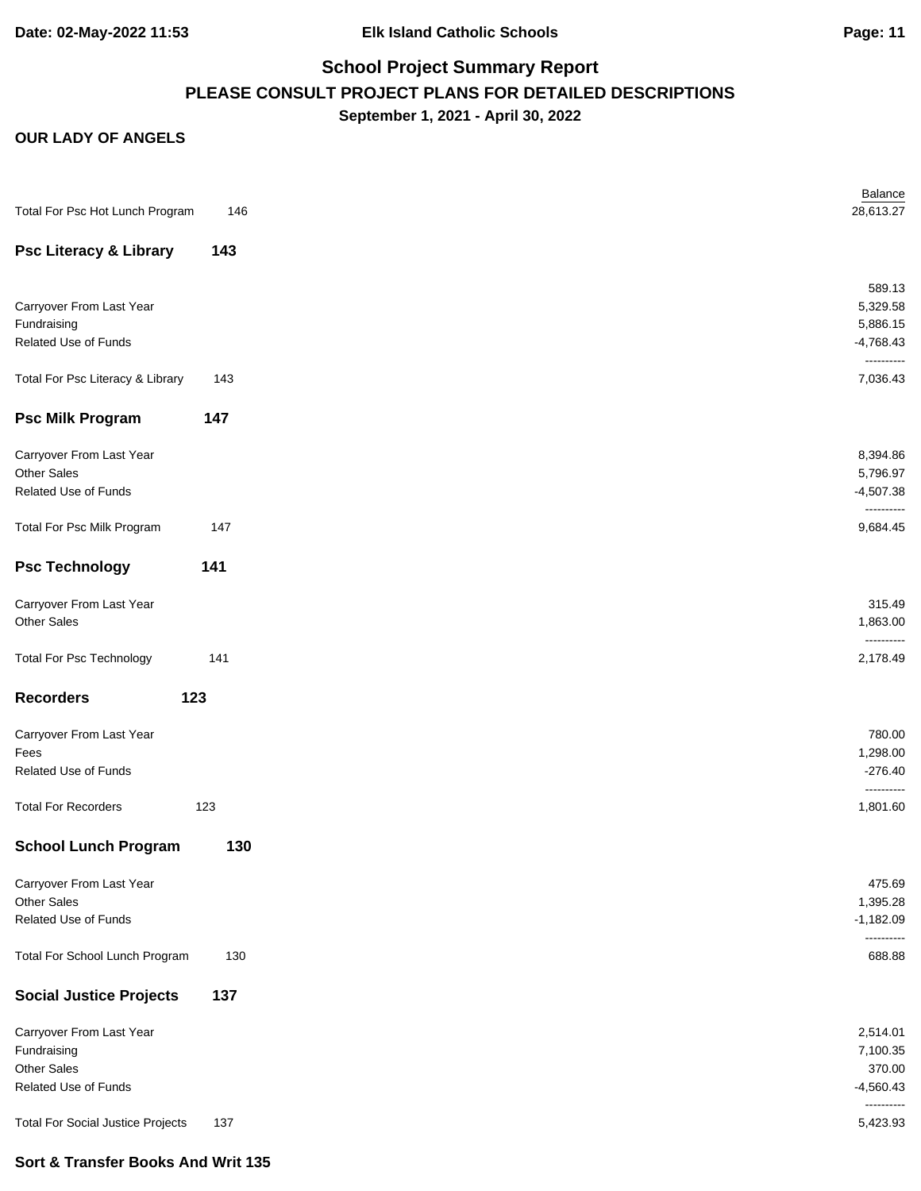## School Project Summary Report

### PLEASE CONSULT PROJECT PLANS FOR DETAILED DESCRIPTIONS

**September 1, 2021 - April 30, 2022**

**OUR LADY OF ANGELS**

| | Balance |
|---|---:|
| Total For Psc Hot Lunch Program 146 | 28,613.27 |

**Psc Literacy & Library 143**

| | |
|---|---:|
| | 589.13 |
| Carryover From Last Year | 5,329.58 |
| Fundraising | 5,886.15 |
| Related Use of Funds | -4,768.43 |
| | ---------- |
| Total For Psc Literacy & Library 143 | 7,036.43 |

**Psc Milk Program 147**

| | |
|---|---:|
| Carryover From Last Year | 8,394.86 |
| Other Sales | 5,796.97 |
| Related Use of Funds | -4,507.38 |
| | ---------- |
| Total For Psc Milk Program 147 | 9,684.45 |

**Psc Technology 141**

| | |
|---|---:|
| Carryover From Last Year | 315.49 |
| Other Sales | 1,863.00 |
| | ---------- |
| Total For Psc Technology 141 | 2,178.49 |

**Recorders 123**

| | |
|---|---:|
| Carryover From Last Year | 780.00 |
| Fees | 1,298.00 |
| Related Use of Funds | -276.40 |
| | ---------- |
| Total For Recorders 123 | 1,801.60 |

**School Lunch Program 130**

| | |
|---|---:|
| Carryover From Last Year | 475.69 |
| Other Sales | 1,395.28 |
| Related Use of Funds | -1,182.09 |
| | ---------- |
| Total For School Lunch Program 130 | 688.88 |

**Social Justice Projects 137**

| | |
|---|---:|
| Carryover From Last Year | 2,514.01 |
| Fundraising | 7,100.35 |
| Other Sales | 370.00 |
| Related Use of Funds | -4,560.43 |
| | ---------- |
| Total For Social Justice Projects 137 | 5,423.93 |

**Sort & Transfer Books And Writ 135**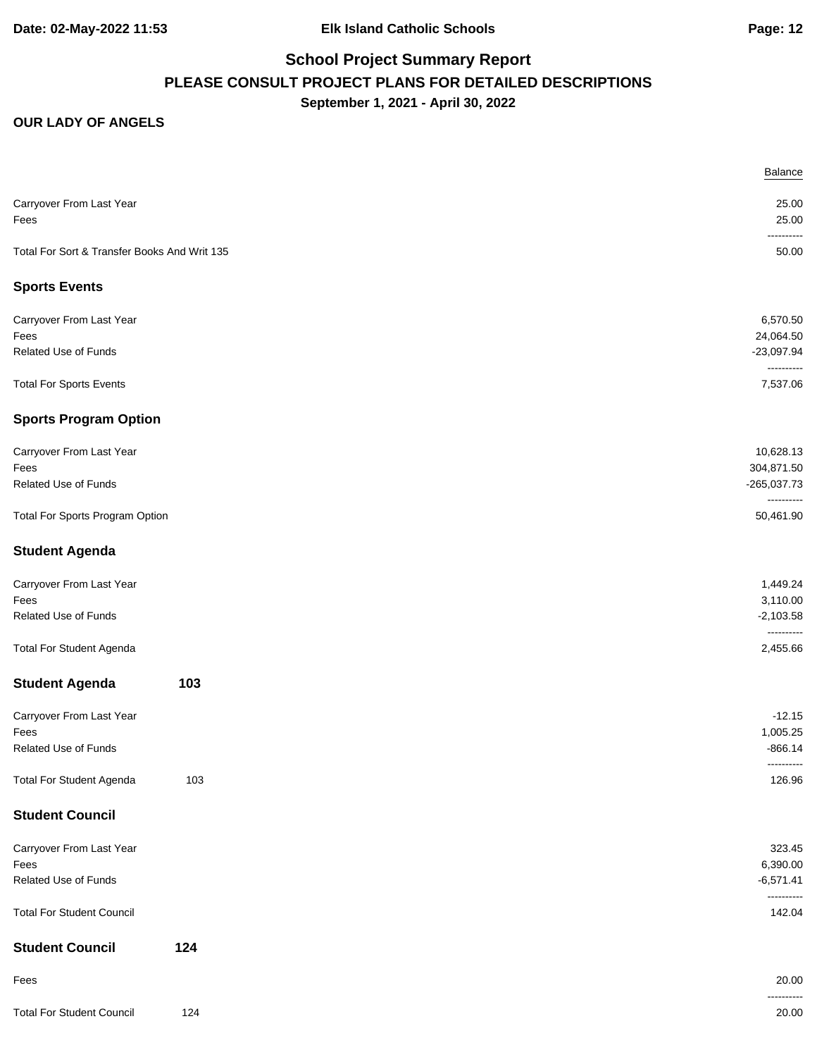# School Project Summary Report

## PLEASE CONSULT PROJECT PLANS FOR DETAILED DESCRIPTIONS

**September 1, 2021 - April 30, 2022**

**OUR LADY OF ANGELS**

| | Balance |
|---|---:|
| Carryover From Last Year | 25.00 |
| Fees | 25.00 |
| Total For Sort & Transfer Books And Writ 135 | 50.00 |

### Sports Events

| | Balance |
|---|---:|
| Carryover From Last Year | 6,570.50 |
| Fees | 24,064.50 |
| Related Use of Funds | -23,097.94 |
| Total For Sports Events | 7,537.06 |

### Sports Program Option

| | Balance |
|---|---:|
| Carryover From Last Year | 10,628.13 |
| Fees | 304,871.50 |
| Related Use of Funds | -265,037.73 |
| Total For Sports Program Option | 50,461.90 |

### Student Agenda

| | Balance |
|---|---:|
| Carryover From Last Year | 1,449.24 |
| Fees | 3,110.00 |
| Related Use of Funds | -2,103.58 |
| Total For Student Agenda | 2,455.66 |

### Student Agenda 103

| | Balance |
|---|---:|
| Carryover From Last Year | -12.15 |
| Fees | 1,005.25 |
| Related Use of Funds | -866.14 |
| Total For Student Agenda 103 | 126.96 |

### Student Council

| | Balance |
|---|---:|
| Carryover From Last Year | 323.45 |
| Fees | 6,390.00 |
| Related Use of Funds | -6,571.41 |
| Total For Student Council | 142.04 |

### Student Council 124

| | Balance |
|---|---:|
| Fees | 20.00 |
| Total For Student Council 124 | 20.00 |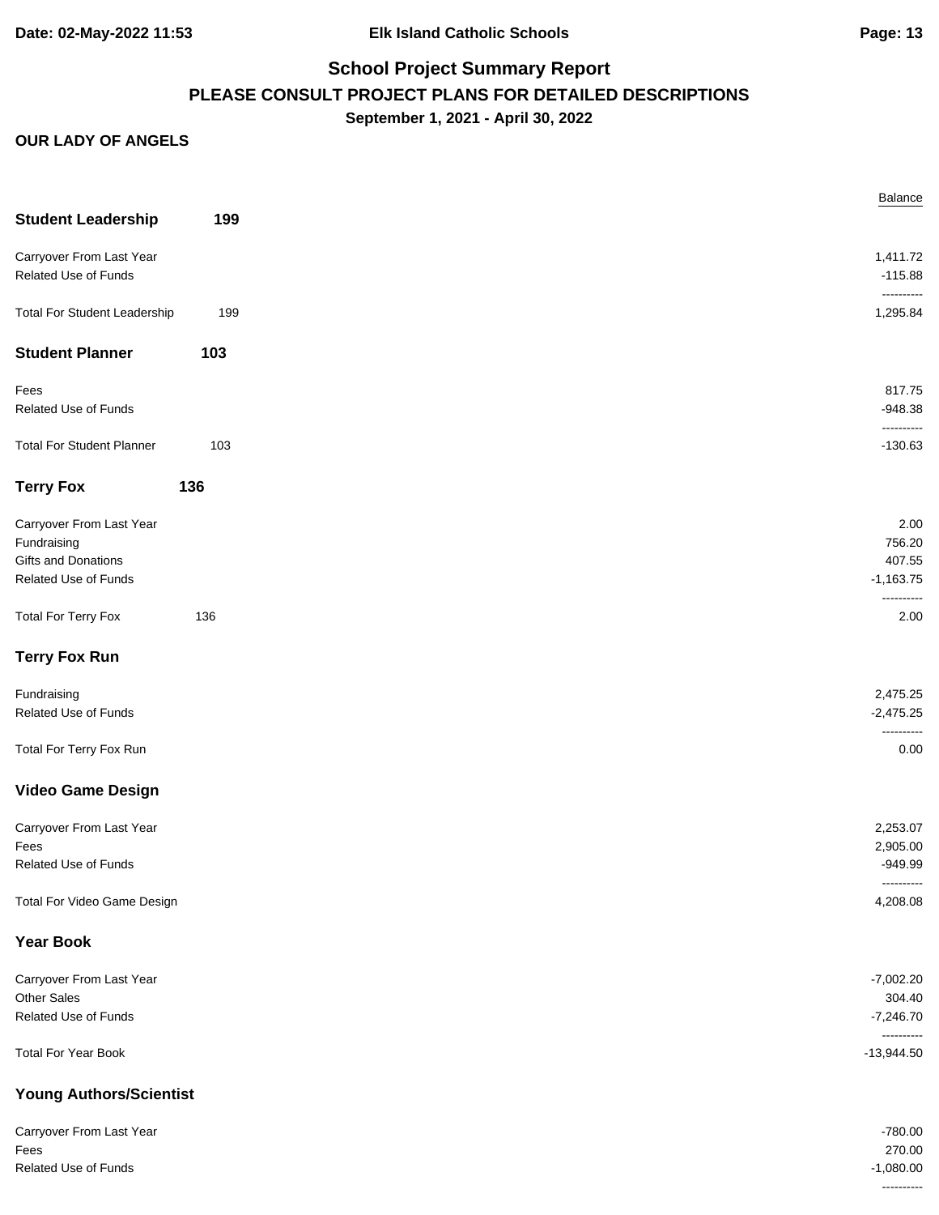## School Project Summary Report

### PLEASE CONSULT PROJECT PLANS FOR DETAILED DESCRIPTIONS

**September 1, 2021 - April 30, 2022**

**OUR LADY OF ANGELS**

| | | Balance |
|---|---|---:|
| **Student Leadership** | **199** | |
| Carryover From Last Year | | 1,411.72 |
| Related Use of Funds | | -115.88 |
| | | ---------- |
| Total For Student Leadership | 199 | 1,295.84 |
| **Student Planner** | **103** | |
| Fees | | 817.75 |
| Related Use of Funds | | -948.38 |
| | | ---------- |
| Total For Student Planner | 103 | -130.63 |
| **Terry Fox** | **136** | |
| Carryover From Last Year | | 2.00 |
| Fundraising | | 756.20 |
| Gifts and Donations | | 407.55 |
| Related Use of Funds | | -1,163.75 |
| | | ---------- |
| Total For Terry Fox | 136 | 2.00 |
| **Terry Fox Run** | | |
| Fundraising | | 2,475.25 |
| Related Use of Funds | | -2,475.25 |
| | | ---------- |
| Total For Terry Fox Run | | 0.00 |
| **Video Game Design** | | |
| Carryover From Last Year | | 2,253.07 |
| Fees | | 2,905.00 |
| Related Use of Funds | | -949.99 |
| | | ---------- |
| Total For Video Game Design | | 4,208.08 |
| **Year Book** | | |
| Carryover From Last Year | | -7,002.20 |
| Other Sales | | 304.40 |
| Related Use of Funds | | -7,246.70 |
| | | ---------- |
| Total For Year Book | | -13,944.50 |
| **Young Authors/Scientist** | | |
| Carryover From Last Year | | -780.00 |
| Fees | | 270.00 |
| Related Use of Funds | | -1,080.00 |
| | | ---------- |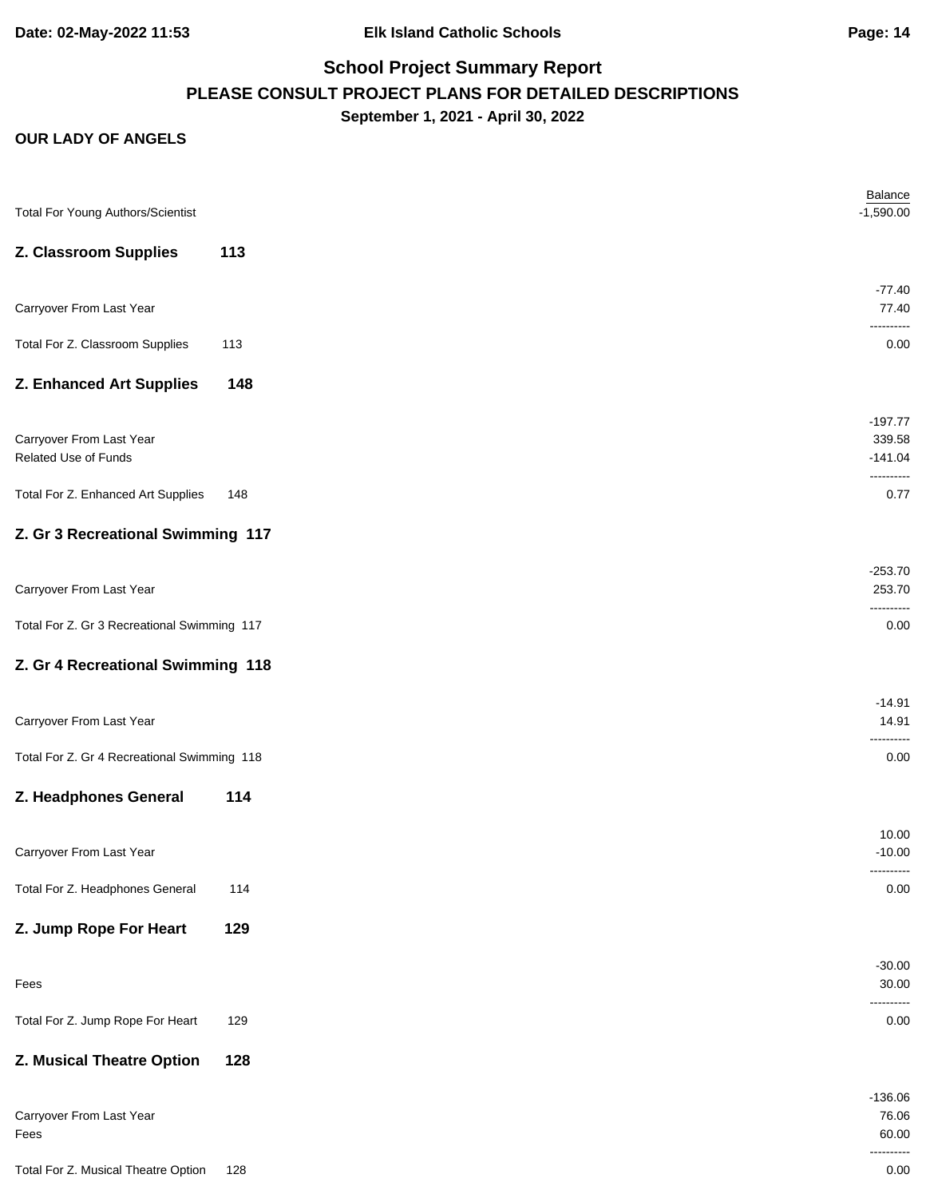## School Project Summary Report

**PLEASE CONSULT PROJECT PLANS FOR DETAILED DESCRIPTIONS**

**September 1, 2021 - April 30, 2022**

**OUR LADY OF ANGELS**

| | Balance |
|---|---|
| Total For Young Authors/Scientist | -1,590.00 |

### Z. Classroom Supplies 113

| | |
|---|---|
| | -77.40 |
| Carryover From Last Year | 77.40 |
| Total For Z. Classroom Supplies 113 | 0.00 |

### Z. Enhanced Art Supplies 148

| | |
|---|---|
| | -197.77 |
| Carryover From Last Year | 339.58 |
| Related Use of Funds | -141.04 |
| Total For Z. Enhanced Art Supplies 148 | 0.77 |

### Z. Gr 3 Recreational Swimming 117

| | |
|---|---|
| | -253.70 |
| Carryover From Last Year | 253.70 |
| Total For Z. Gr 3 Recreational Swimming 117 | 0.00 |

### Z. Gr 4 Recreational Swimming 118

| | |
|---|---|
| | -14.91 |
| Carryover From Last Year | 14.91 |
| Total For Z. Gr 4 Recreational Swimming 118 | 0.00 |

### Z. Headphones General 114

| | |
|---|---|
| | 10.00 |
| Carryover From Last Year | -10.00 |
| Total For Z. Headphones General 114 | 0.00 |

### Z. Jump Rope For Heart 129

| | |
|---|---|
| | -30.00 |
| Fees | 30.00 |
| Total For Z. Jump Rope For Heart 129 | 0.00 |

### Z. Musical Theatre Option 128

| | |
|---|---|
| | -136.06 |
| Carryover From Last Year | 76.06 |
| Fees | 60.00 |
| Total For Z. Musical Theatre Option 128 | 0.00 |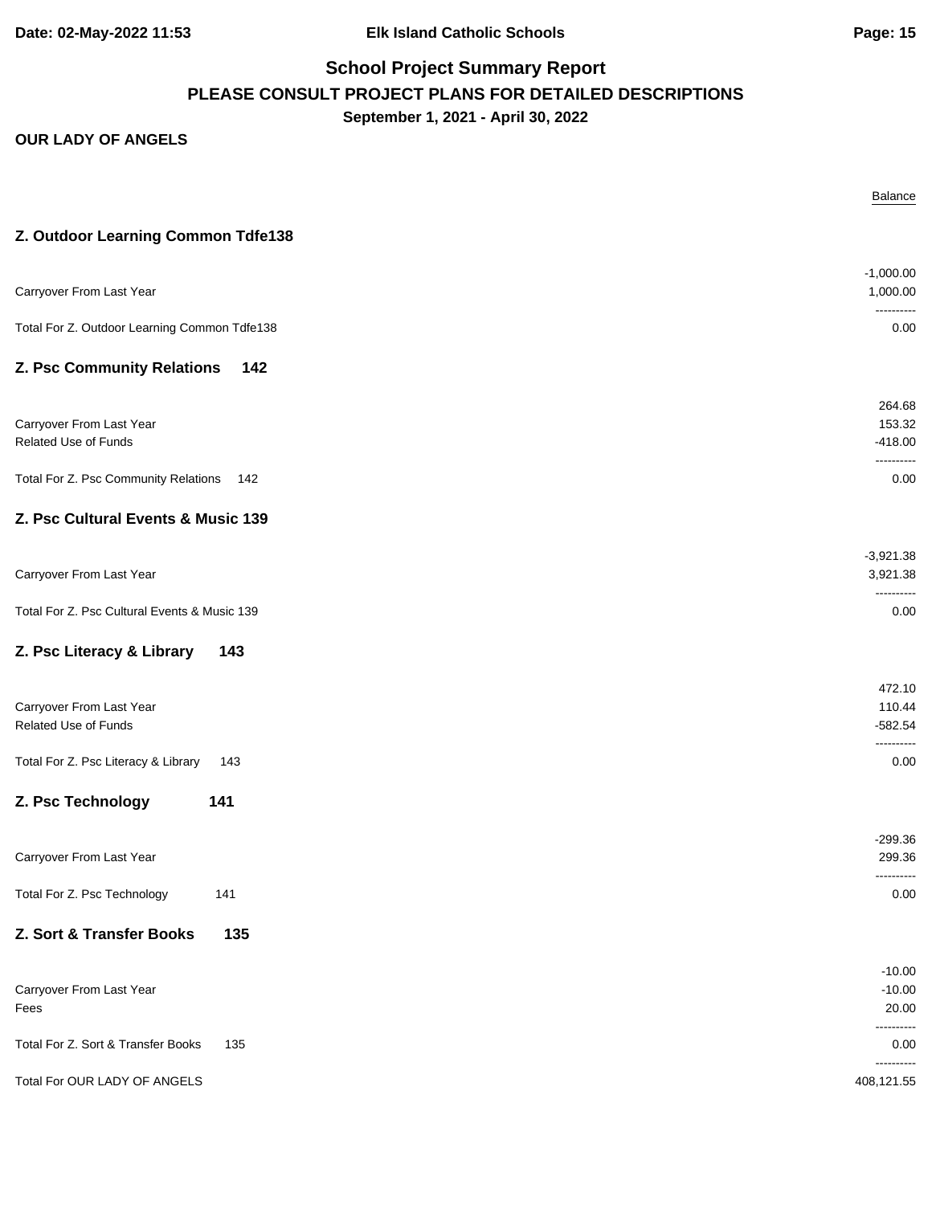# School Project Summary Report

## PLEASE CONSULT PROJECT PLANS FOR DETAILED DESCRIPTIONS

**September 1, 2021 - April 30, 2022**

**OUR LADY OF ANGELS**

| | Balance |
|---|---|
| **Z. Outdoor Learning Common Tdfe138** | |
| | -1,000.00 |
| Carryover From Last Year | 1,000.00 |
| Total For Z. Outdoor Learning Common Tdfe138 | 0.00 |
| **Z. Psc Community Relations 142** | |
| | 264.68 |
| Carryover From Last Year | 153.32 |
| Related Use of Funds | -418.00 |
| Total For Z. Psc Community Relations 142 | 0.00 |
| **Z. Psc Cultural Events & Music 139** | |
| | -3,921.38 |
| Carryover From Last Year | 3,921.38 |
| Total For Z. Psc Cultural Events & Music 139 | 0.00 |
| **Z. Psc Literacy & Library 143** | |
| | 472.10 |
| Carryover From Last Year | 110.44 |
| Related Use of Funds | -582.54 |
| Total For Z. Psc Literacy & Library 143 | 0.00 |
| **Z. Psc Technology 141** | |
| | -299.36 |
| Carryover From Last Year | 299.36 |
| Total For Z. Psc Technology 141 | 0.00 |
| **Z. Sort & Transfer Books 135** | |
| | -10.00 |
| Carryover From Last Year | -10.00 |
| Fees | 20.00 |
| Total For Z. Sort & Transfer Books 135 | 0.00 |
| Total For OUR LADY OF ANGELS | 408,121.55 |